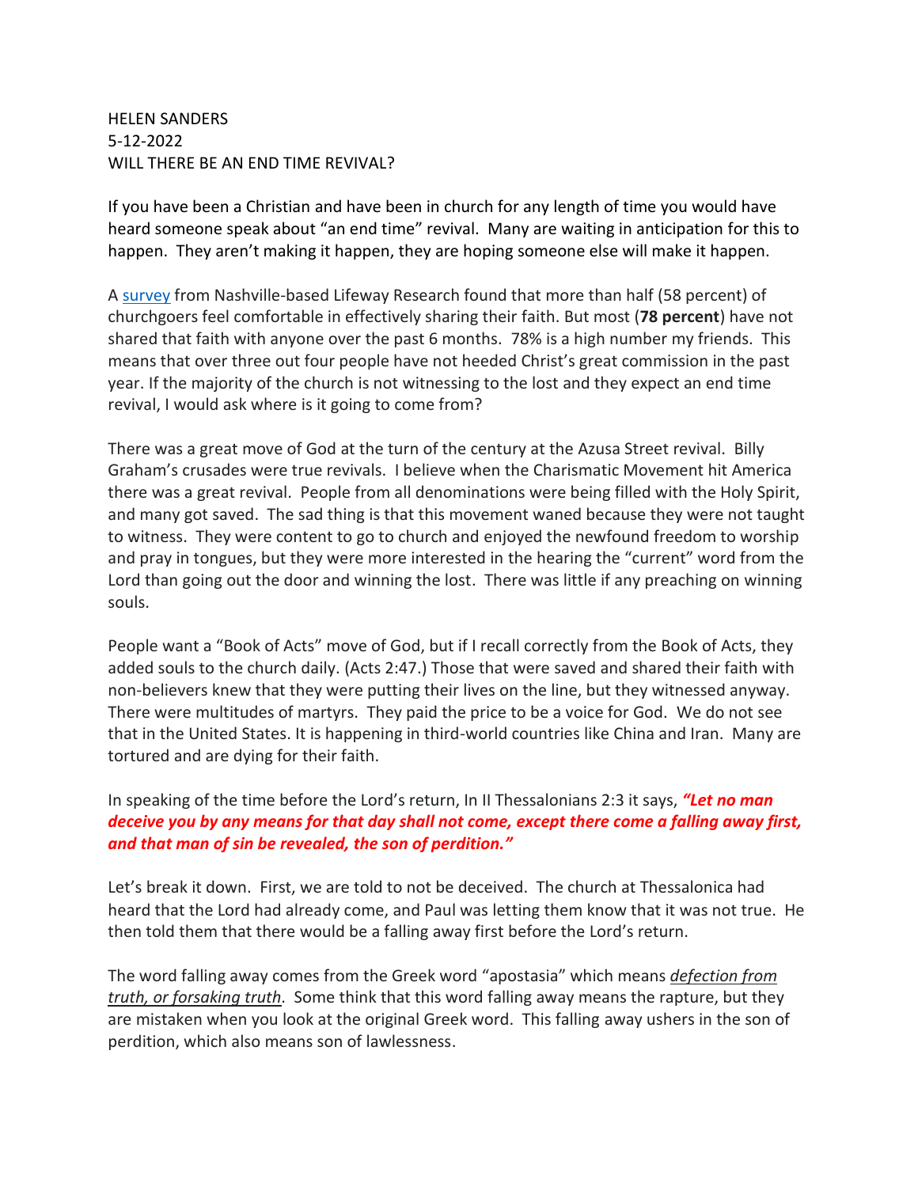HELEN SANDERS
5-12-2022
WILL THERE BE AN END TIME REVIVAL?

If you have been a Christian and have been in church for any length of time you would have heard someone speak about "an end time" revival. Many are waiting in anticipation for this to happen. They aren't making it happen, they are hoping someone else will make it happen.

A [survey] from Nashville-based Lifeway Research found that more than half (58 percent) of churchgoers feel comfortable in effectively sharing their faith. But most (**78 percent**) have not shared that faith with anyone over the past 6 months. 78% is a high number my friends. This means that over three out four people have not heeded Christ's great commission in the past year. If the majority of the church is not witnessing to the lost and they expect an end time revival, I would ask where is it going to come from?

There was a great move of God at the turn of the century at the Azusa Street revival. Billy Graham's crusades were true revivals. I believe when the Charismatic Movement hit America there was a great revival. People from all denominations were being filled with the Holy Spirit, and many got saved. The sad thing is that this movement waned because they were not taught to witness. They were content to go to church and enjoyed the newfound freedom to worship and pray in tongues, but they were more interested in the hearing the "current" word from the Lord than going out the door and winning the lost. There was little if any preaching on winning souls.

People want a "Book of Acts" move of God, but if I recall correctly from the Book of Acts, they added souls to the church daily. (Acts 2:47.) Those that were saved and shared their faith with non-believers knew that they were putting their lives on the line, but they witnessed anyway. There were multitudes of martyrs. They paid the price to be a voice for God. We do not see that in the United States. It is happening in third-world countries like China and Iran. Many are tortured and are dying for their faith.

In speaking of the time before the Lord's return, In II Thessalonians 2:3 it says, ***"Let no man deceive you by any means for that day shall not come, except there come a falling away first, and that man of sin be revealed, the son of perdition."***

Let's break it down. First, we are told to not be deceived. The church at Thessalonica had heard that the Lord had already come, and Paul was letting them know that it was not true. He then told them that there would be a falling away first before the Lord's return.

The word falling away comes from the Greek word "apostasia" which means *defection from truth, or forsaking truth*. Some think that this word falling away means the rapture, but they are mistaken when you look at the original Greek word. This falling away ushers in the son of perdition, which also means son of lawlessness.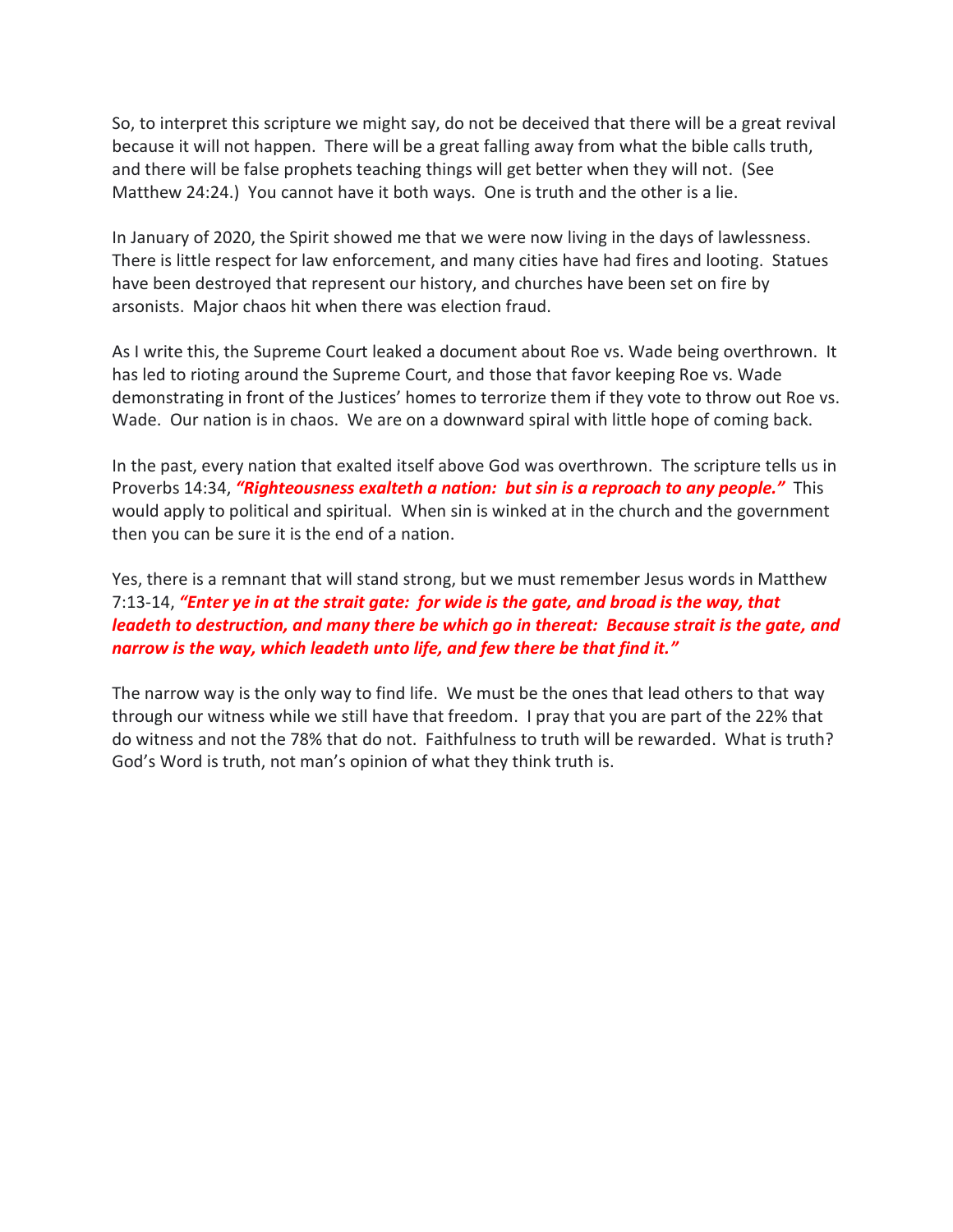So, to interpret this scripture we might say, do not be deceived that there will be a great revival because it will not happen. There will be a great falling away from what the bible calls truth, and there will be false prophets teaching things will get better when they will not. (See Matthew 24:24.) You cannot have it both ways. One is truth and the other is a lie.

In January of 2020, the Spirit showed me that we were now living in the days of lawlessness. There is little respect for law enforcement, and many cities have had fires and looting. Statues have been destroyed that represent our history, and churches have been set on fire by arsonists. Major chaos hit when there was election fraud.

As I write this, the Supreme Court leaked a document about Roe vs. Wade being overthrown. It has led to rioting around the Supreme Court, and those that favor keeping Roe vs. Wade demonstrating in front of the Justices' homes to terrorize them if they vote to throw out Roe vs. Wade. Our nation is in chaos. We are on a downward spiral with little hope of coming back.

In the past, every nation that exalted itself above God was overthrown. The scripture tells us in Proverbs 14:34, ***"Righteousness exalteth a nation: but sin is a reproach to any people."*** This would apply to political and spiritual. When sin is winked at in the church and the government then you can be sure it is the end of a nation.

Yes, there is a remnant that will stand strong, but we must remember Jesus words in Matthew 7:13-14, ***"Enter ye in at the strait gate: for wide is the gate, and broad is the way, that leadeth to destruction, and many there be which go in thereat: Because strait is the gate, and narrow is the way, which leadeth unto life, and few there be that find it."***

The narrow way is the only way to find life. We must be the ones that lead others to that way through our witness while we still have that freedom. I pray that you are part of the 22% that do witness and not the 78% that do not. Faithfulness to truth will be rewarded. What is truth? God's Word is truth, not man's opinion of what they think truth is.